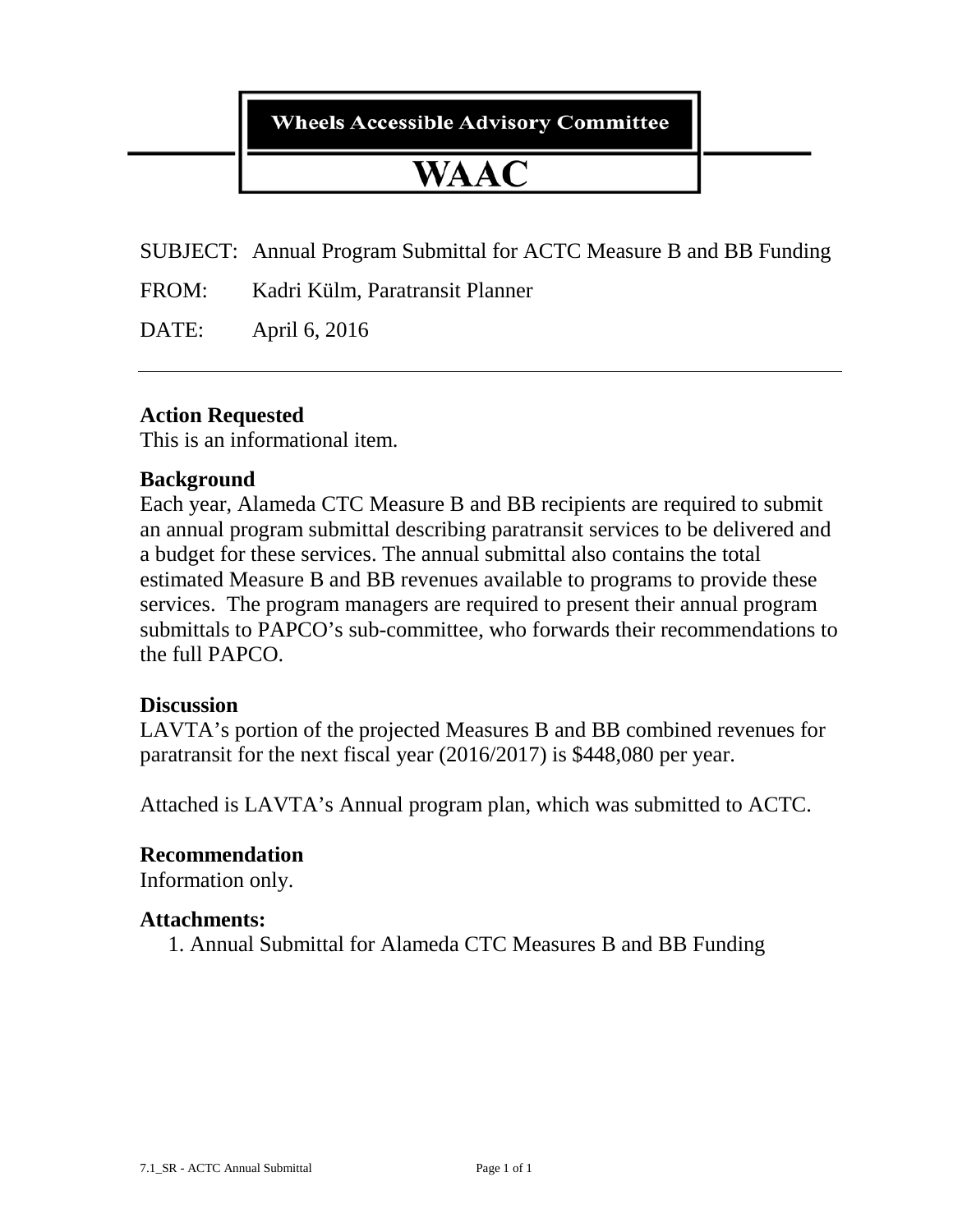**Wheels Accessible Advisory Committee**

# WAAC

SUBJECT: Annual Program Submittal for ACTC Measure B and BB Funding

FROM: Kadri Külm, Paratransit Planner

DATE: April 6, 2016

---

### Action Requested

This is an informational item.

### Background

Each year, Alameda CTC Measure B and BB recipients are required to submit an annual program submittal describing paratransit services to be delivered and a budget for these services. The annual submittal also contains the total estimated Measure B and BB revenues available to programs to provide these services. The program managers are required to present their annual program submittals to PAPCO's sub-committee, who forwards their recommendations to the full PAPCO.

### Discussion

LAVTA's portion of the projected Measures B and BB combined revenues for paratransit for the next fiscal year (2016/2017) is $448,080 per year.

Attached is LAVTA's Annual program plan, which was submitted to ACTC.

### Recommendation

Information only.

### Attachments:

1. Annual Submittal for Alameda CTC Measures B and BB Funding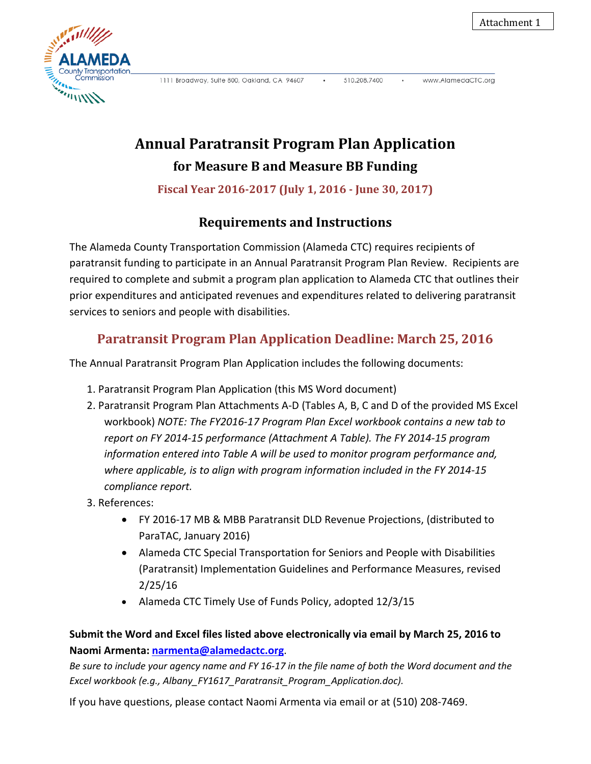Attachment 1

# Annual Paratransit Program Plan Application

## for Measure B and Measure BB Funding

**Fiscal Year 2016-2017 (July 1, 2016 - June 30, 2017)**

## Requirements and Instructions

The Alameda County Transportation Commission (Alameda CTC) requires recipients of paratransit funding to participate in an Annual Paratransit Program Plan Review. Recipients are required to complete and submit a program plan application to Alameda CTC that outlines their prior expenditures and anticipated revenues and expenditures related to delivering paratransit services to seniors and people with disabilities.

## Paratransit Program Plan Application Deadline: March 25, 2016

The Annual Paratransit Program Plan Application includes the following documents:

1. Paratransit Program Plan Application (this MS Word document)
2. Paratransit Program Plan Attachments A-D (Tables A, B, C and D of the provided MS Excel workbook) *NOTE: The FY2016-17 Program Plan Excel workbook contains a new tab to report on FY 2014-15 performance (Attachment A Table). The FY 2014-15 program information entered into Table A will be used to monitor program performance and, where applicable, is to align with program information included in the FY 2014-15 compliance report.*
3. References:
   - FY 2016-17 MB & MBB Paratransit DLD Revenue Projections, (distributed to ParaTAC, January 2016)
   - Alameda CTC Special Transportation for Seniors and People with Disabilities (Paratransit) Implementation Guidelines and Performance Measures, revised 2/25/16
   - Alameda CTC Timely Use of Funds Policy, adopted 12/3/15

**Submit the Word and Excel files listed above electronically via email by March 25, 2016 to Naomi Armenta: narmenta@alamedactc.org.**

*Be sure to include your agency name and FY 16-17 in the file name of both the Word document and the Excel workbook (e.g., Albany_FY1617_Paratransit_Program_Application.doc).*

If you have questions, please contact Naomi Armenta via email or at (510) 208-7469.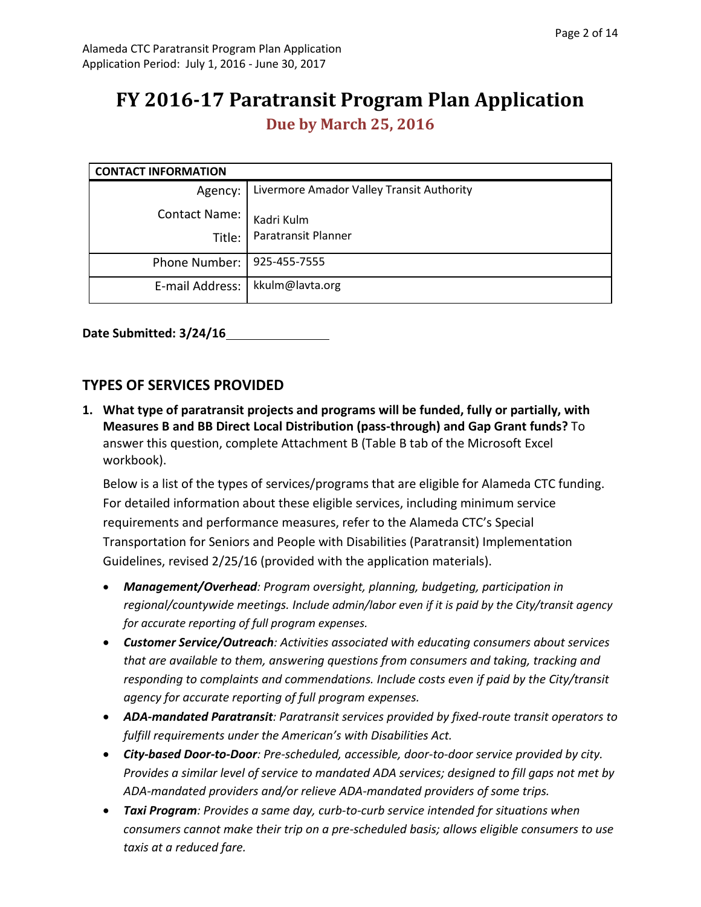Alameda CTC Paratransit Program Plan Application
Application Period: July 1, 2016 - June 30, 2017

# FY 2016-17 Paratransit Program Plan Application

## Due by March 25, 2016

| CONTACT INFORMATION | |
|---|---|
| Agency: | Livermore Amador Valley Transit Authority |
| Contact Name: | Kadri Kulm |
| Title: | Paratransit Planner |
| Phone Number: | 925-455-7555 |
| E-mail Address: | kkulm@lavta.org |

**Date Submitted: 3/24/16**

## TYPES OF SERVICES PROVIDED

1. **What type of paratransit projects and programs will be funded, fully or partially, with Measures B and BB Direct Local Distribution (pass-through) and Gap Grant funds?** To answer this question, complete Attachment B (Table B tab of the Microsoft Excel workbook).

   Below is a list of the types of services/programs that are eligible for Alameda CTC funding. For detailed information about these eligible services, including minimum service requirements and performance measures, refer to the Alameda CTC's Special Transportation for Seniors and People with Disabilities (Paratransit) Implementation Guidelines, revised 2/25/16 (provided with the application materials).

   - ***Management/Overhead**: Program oversight, planning, budgeting, participation in regional/countywide meetings. Include admin/labor even if it is paid by the City/transit agency for accurate reporting of full program expenses.*
   - ***Customer Service/Outreach**: Activities associated with educating consumers about services that are available to them, answering questions from consumers and taking, tracking and responding to complaints and commendations. Include costs even if paid by the City/transit agency for accurate reporting of full program expenses.*
   - ***ADA-mandated Paratransit**: Paratransit services provided by fixed-route transit operators to fulfill requirements under the American's with Disabilities Act.*
   - ***City-based Door-to-Door**: Pre-scheduled, accessible, door-to-door service provided by city. Provides a similar level of service to mandated ADA services; designed to fill gaps not met by ADA-mandated providers and/or relieve ADA-mandated providers of some trips.*
   - ***Taxi Program**: Provides a same day, curb-to-curb service intended for situations when consumers cannot make their trip on a pre-scheduled basis; allows eligible consumers to use taxis at a reduced fare.*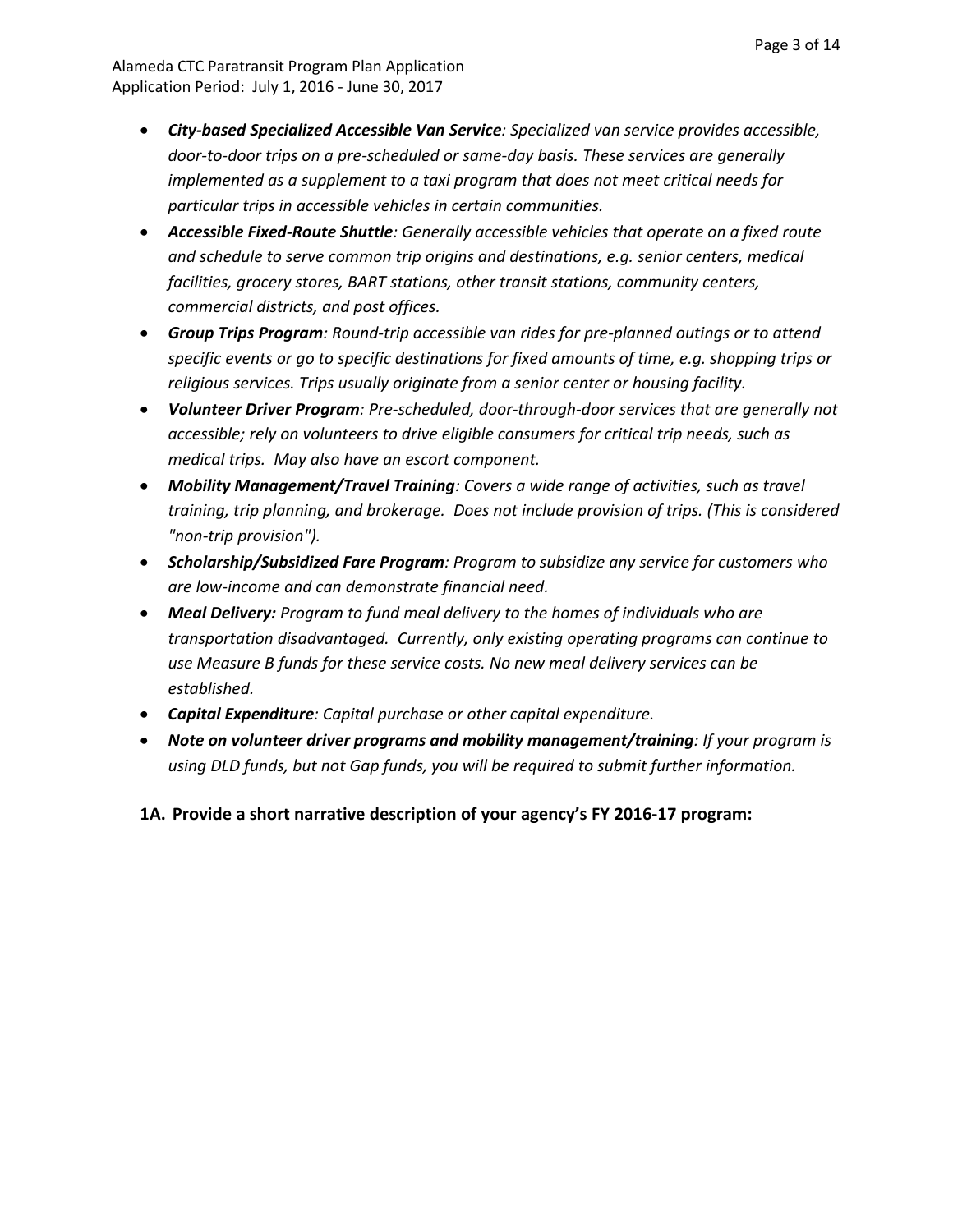- ***City-based Specialized Accessible Van Service****: Specialized van service provides accessible, door-to-door trips on a pre-scheduled or same-day basis. These services are generally implemented as a supplement to a taxi program that does not meet critical needs for particular trips in accessible vehicles in certain communities.*
- ***Accessible Fixed-Route Shuttle****: Generally accessible vehicles that operate on a fixed route and schedule to serve common trip origins and destinations, e.g. senior centers, medical facilities, grocery stores, BART stations, other transit stations, community centers, commercial districts, and post offices.*
- ***Group Trips Program****: Round-trip accessible van rides for pre-planned outings or to attend specific events or go to specific destinations for fixed amounts of time, e.g. shopping trips or religious services. Trips usually originate from a senior center or housing facility.*
- ***Volunteer Driver Program****: Pre-scheduled, door-through-door services that are generally not accessible; rely on volunteers to drive eligible consumers for critical trip needs, such as medical trips. May also have an escort component.*
- ***Mobility Management/Travel Training****: Covers a wide range of activities, such as travel training, trip planning, and brokerage. Does not include provision of trips. (This is considered "non-trip provision").*
- ***Scholarship/Subsidized Fare Program****: Program to subsidize any service for customers who are low-income and can demonstrate financial need.*
- ***Meal Delivery:*** *Program to fund meal delivery to the homes of individuals who are transportation disadvantaged. Currently, only existing operating programs can continue to use Measure B funds for these service costs. No new meal delivery services can be established.*
- ***Capital Expenditure****: Capital purchase or other capital expenditure.*
- ***Note on volunteer driver programs and mobility management/training****: If your program is using DLD funds, but not Gap funds, you will be required to submit further information.*

**1A. Provide a short narrative description of your agency's FY 2016-17 program:**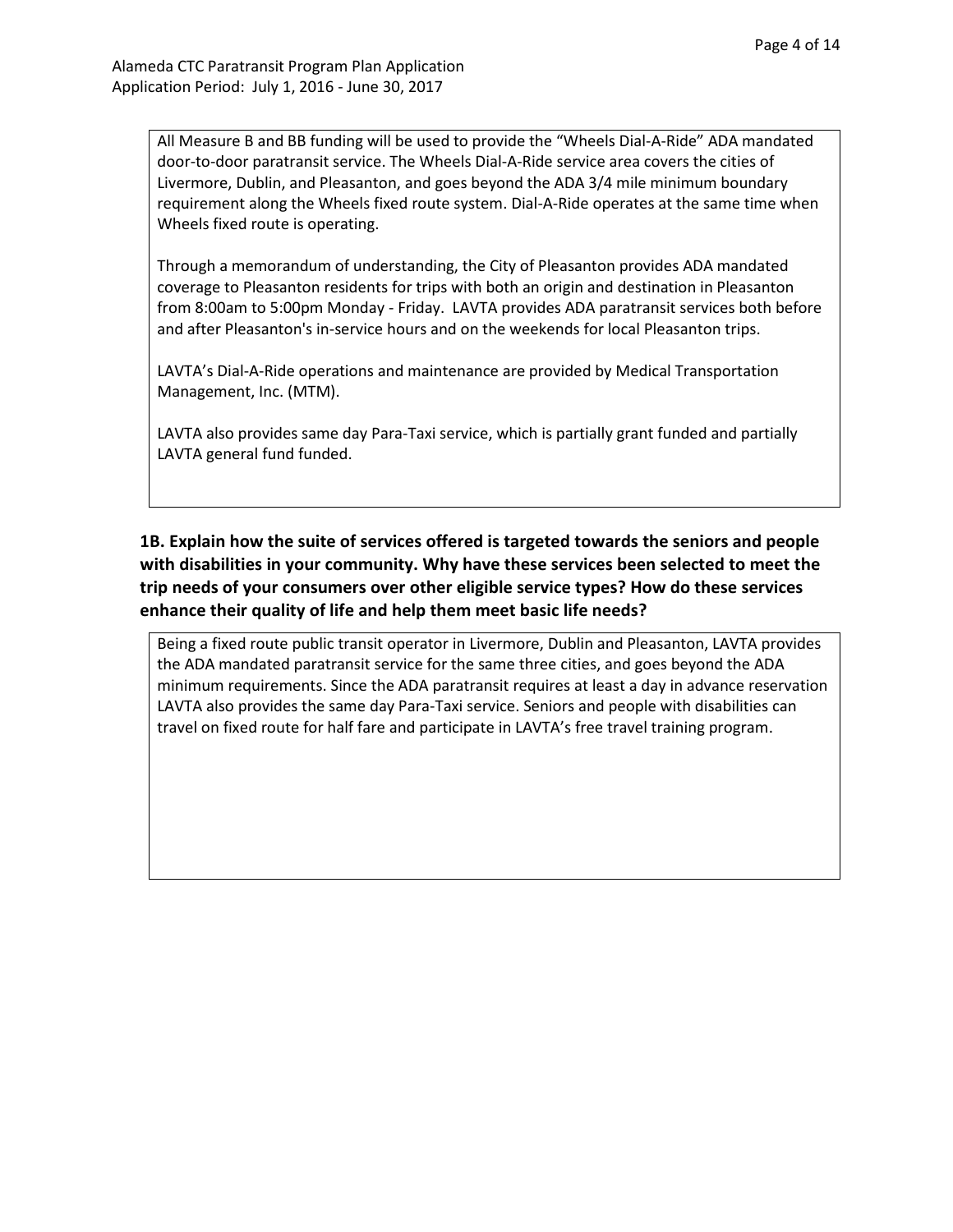All Measure B and BB funding will be used to provide the “Wheels Dial-A-Ride” ADA mandated door-to-door paratransit service. The Wheels Dial-A-Ride service area covers the cities of Livermore, Dublin, and Pleasanton, and goes beyond the ADA 3/4 mile minimum boundary requirement along the Wheels fixed route system. Dial-A-Ride operates at the same time when Wheels fixed route is operating.

Through a memorandum of understanding, the City of Pleasanton provides ADA mandated coverage to Pleasanton residents for trips with both an origin and destination in Pleasanton from 8:00am to 5:00pm Monday - Friday. LAVTA provides ADA paratransit services both before and after Pleasanton's in-service hours and on the weekends for local Pleasanton trips.

LAVTA’s Dial-A-Ride operations and maintenance are provided by Medical Transportation Management, Inc. (MTM).

LAVTA also provides same day Para-Taxi service, which is partially grant funded and partially LAVTA general fund funded.

**1B. Explain how the suite of services offered is targeted towards the seniors and people with disabilities in your community. Why have these services been selected to meet the trip needs of your consumers over other eligible service types? How do these services enhance their quality of life and help them meet basic life needs?**

Being a fixed route public transit operator in Livermore, Dublin and Pleasanton, LAVTA provides the ADA mandated paratransit service for the same three cities, and goes beyond the ADA minimum requirements. Since the ADA paratransit requires at least a day in advance reservation LAVTA also provides the same day Para-Taxi service. Seniors and people with disabilities can travel on fixed route for half fare and participate in LAVTA’s free travel training program.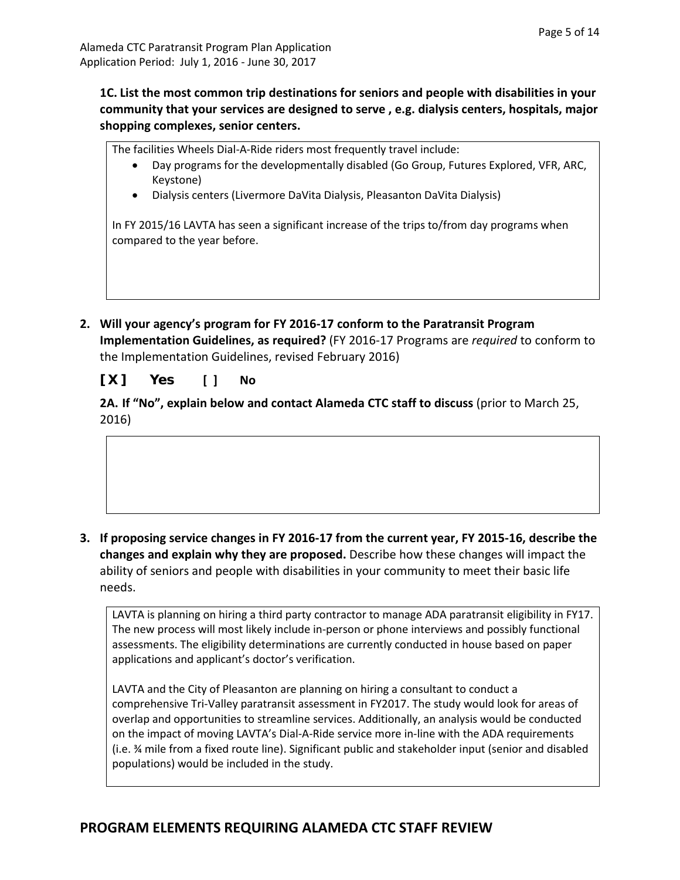**1C. List the most common trip destinations for seniors and people with disabilities in your community that your services are designed to serve , e.g. dialysis centers, hospitals, major shopping complexes, senior centers.**

The facilities Wheels Dial-A-Ride riders most frequently travel include:

- Day programs for the developmentally disabled (Go Group, Futures Explored, VFR, ARC, Keystone)
- Dialysis centers (Livermore DaVita Dialysis, Pleasanton DaVita Dialysis)

In FY 2015/16 LAVTA has seen a significant increase of the trips to/from day programs when compared to the year before.

**2. Will your agency's program for FY 2016-17 conform to the Paratransit Program Implementation Guidelines, as required?** (FY 2016-17 Programs are *required* to conform to the Implementation Guidelines, revised February 2016)

**[ X ] Yes [ ] No**

**2A. If "No", explain below and contact Alameda CTC staff to discuss** (prior to March 25, 2016)

**3. If proposing service changes in FY 2016-17 from the current year, FY 2015-16, describe the changes and explain why they are proposed.** Describe how these changes will impact the ability of seniors and people with disabilities in your community to meet their basic life needs.

LAVTA is planning on hiring a third party contractor to manage ADA paratransit eligibility in FY17. The new process will most likely include in-person or phone interviews and possibly functional assessments. The eligibility determinations are currently conducted in house based on paper applications and applicant's doctor's verification.

LAVTA and the City of Pleasanton are planning on hiring a consultant to conduct a comprehensive Tri-Valley paratransit assessment in FY2017. The study would look for areas of overlap and opportunities to streamline services. Additionally, an analysis would be conducted on the impact of moving LAVTA's Dial-A-Ride service more in-line with the ADA requirements (i.e. ¾ mile from a fixed route line). Significant public and stakeholder input (senior and disabled populations) would be included in the study.

## PROGRAM ELEMENTS REQUIRING ALAMEDA CTC STAFF REVIEW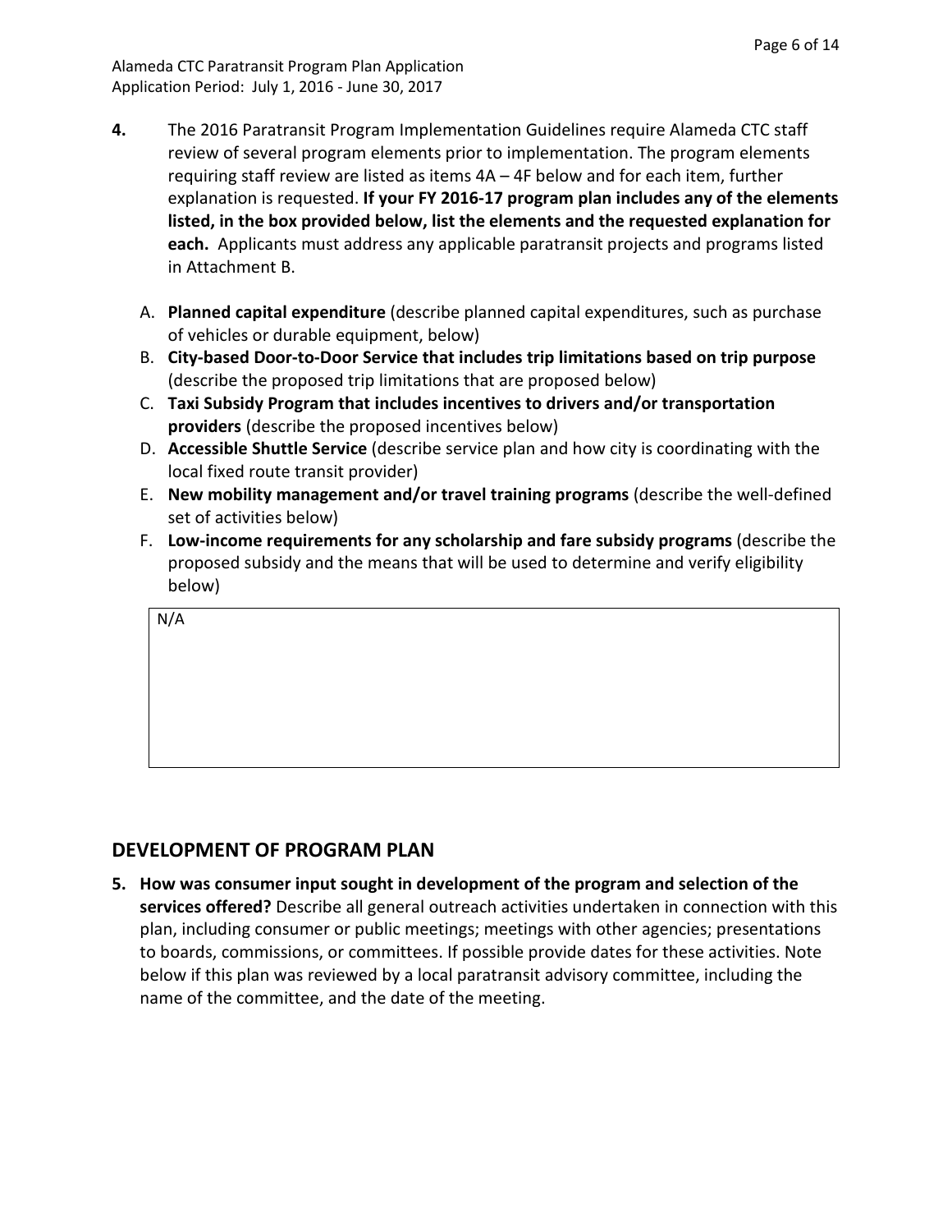**4.** The 2016 Paratransit Program Implementation Guidelines require Alameda CTC staff review of several program elements prior to implementation. The program elements requiring staff review are listed as items 4A – 4F below and for each item, further explanation is requested. **If your FY 2016-17 program plan includes any of the elements listed, in the box provided below, list the elements and the requested explanation for each.** Applicants must address any applicable paratransit projects and programs listed in Attachment B.

A. **Planned capital expenditure** (describe planned capital expenditures, such as purchase of vehicles or durable equipment, below)
B. **City-based Door-to-Door Service that includes trip limitations based on trip purpose** (describe the proposed trip limitations that are proposed below)
C. **Taxi Subsidy Program that includes incentives to drivers and/or transportation providers** (describe the proposed incentives below)
D. **Accessible Shuttle Service** (describe service plan and how city is coordinating with the local fixed route transit provider)
E. **New mobility management and/or travel training programs** (describe the well-defined set of activities below)
F. **Low-income requirements for any scholarship and fare subsidy programs** (describe the proposed subsidy and the means that will be used to determine and verify eligibility below)

| N/A |
|---|

## DEVELOPMENT OF PROGRAM PLAN

**5. How was consumer input sought in development of the program and selection of the services offered?** Describe all general outreach activities undertaken in connection with this plan, including consumer or public meetings; meetings with other agencies; presentations to boards, commissions, or committees. If possible provide dates for these activities. Note below if this plan was reviewed by a local paratransit advisory committee, including the name of the committee, and the date of the meeting.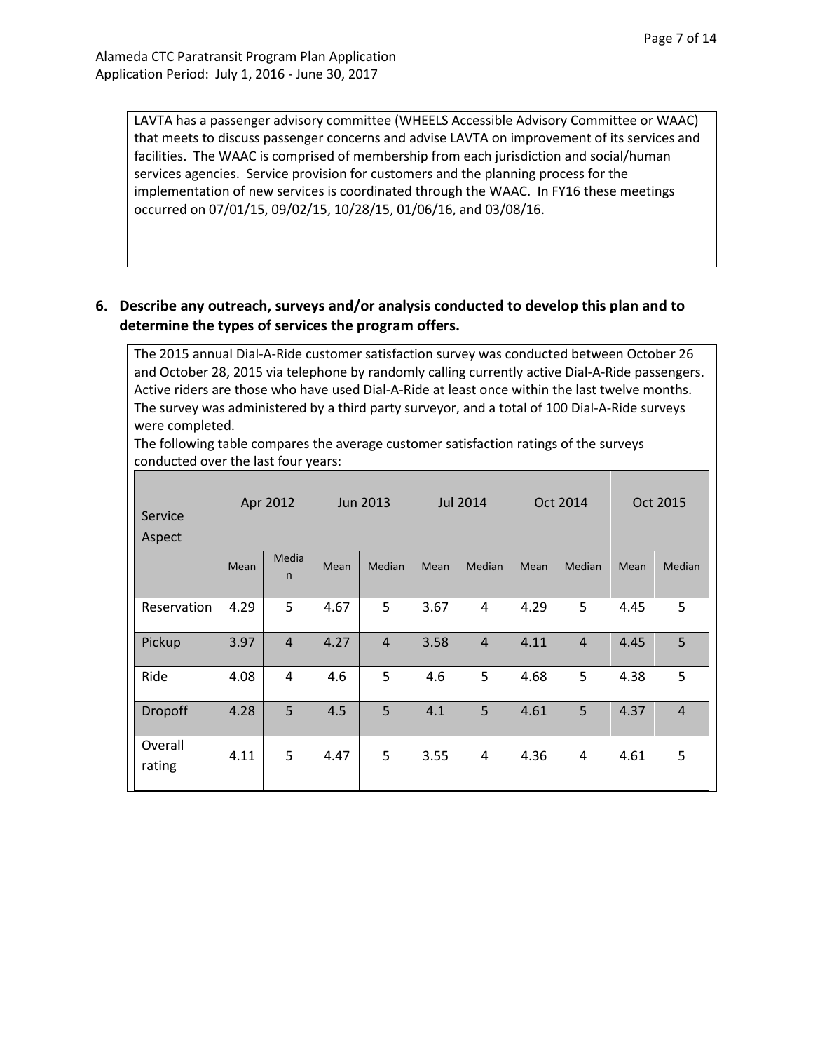LAVTA has a passenger advisory committee (WHEELS Accessible Advisory Committee or WAAC) that meets to discuss passenger concerns and advise LAVTA on improvement of its services and facilities. The WAAC is comprised of membership from each jurisdiction and social/human services agencies. Service provision for customers and the planning process for the implementation of new services is coordinated through the WAAC. In FY16 these meetings occurred on 07/01/15, 09/02/15, 10/28/15, 01/06/16, and 03/08/16.

**6. Describe any outreach, surveys and/or analysis conducted to develop this plan and to determine the types of services the program offers.**

The 2015 annual Dial-A-Ride customer satisfaction survey was conducted between October 26 and October 28, 2015 via telephone by randomly calling currently active Dial-A-Ride passengers. Active riders are those who have used Dial-A-Ride at least once within the last twelve months. The survey was administered by a third party surveyor, and a total of 100 Dial-A-Ride surveys were completed.

The following table compares the average customer satisfaction ratings of the surveys conducted over the last four years:

| Service Aspect | Apr 2012 | | Jun 2013 | | Jul 2014 | | Oct 2014 | | Oct 2015 | |
|---|---|---|---|---|---|---|---|---|---|---|
| | Mean | Median | Mean | Median | Mean | Median | Mean | Median | Mean | Median |
| Reservation | 4.29 | 5 | 4.67 | 5 | 3.67 | 4 | 4.29 | 5 | 4.45 | 5 |
| Pickup | 3.97 | 4 | 4.27 | 4 | 3.58 | 4 | 4.11 | 4 | 4.45 | 5 |
| Ride | 4.08 | 4 | 4.6 | 5 | 4.6 | 5 | 4.68 | 5 | 4.38 | 5 |
| Dropoff | 4.28 | 5 | 4.5 | 5 | 4.1 | 5 | 4.61 | 5 | 4.37 | 4 |
| Overall rating | 4.11 | 5 | 4.47 | 5 | 3.55 | 4 | 4.36 | 4 | 4.61 | 5 |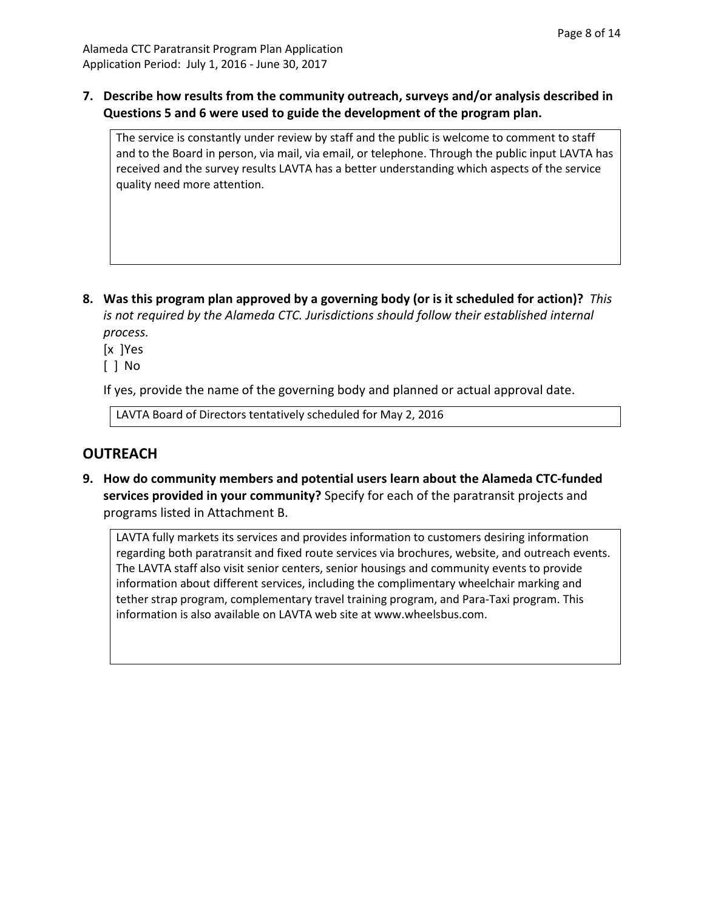**7. Describe how results from the community outreach, surveys and/or analysis described in Questions 5 and 6 were used to guide the development of the program plan.**

> The service is constantly under review by staff and the public is welcome to comment to staff and to the Board in person, via mail, via email, or telephone. Through the public input LAVTA has received and the survey results LAVTA has a better understanding which aspects of the service quality need more attention.

**8. Was this program plan approved by a governing body (or is it scheduled for action)?** *This is not required by the Alameda CTC. Jurisdictions should follow their established internal process.*

[x ]Yes

[ ] No

If yes, provide the name of the governing body and planned or actual approval date.

> LAVTA Board of Directors tentatively scheduled for May 2, 2016

## OUTREACH

**9. How do community members and potential users learn about the Alameda CTC-funded services provided in your community?** Specify for each of the paratransit projects and programs listed in Attachment B.

> LAVTA fully markets its services and provides information to customers desiring information regarding both paratransit and fixed route services via brochures, website, and outreach events. The LAVTA staff also visit senior centers, senior housings and community events to provide information about different services, including the complimentary wheelchair marking and tether strap program, complementary travel training program, and Para-Taxi program. This information is also available on LAVTA web site at www.wheelsbus.com.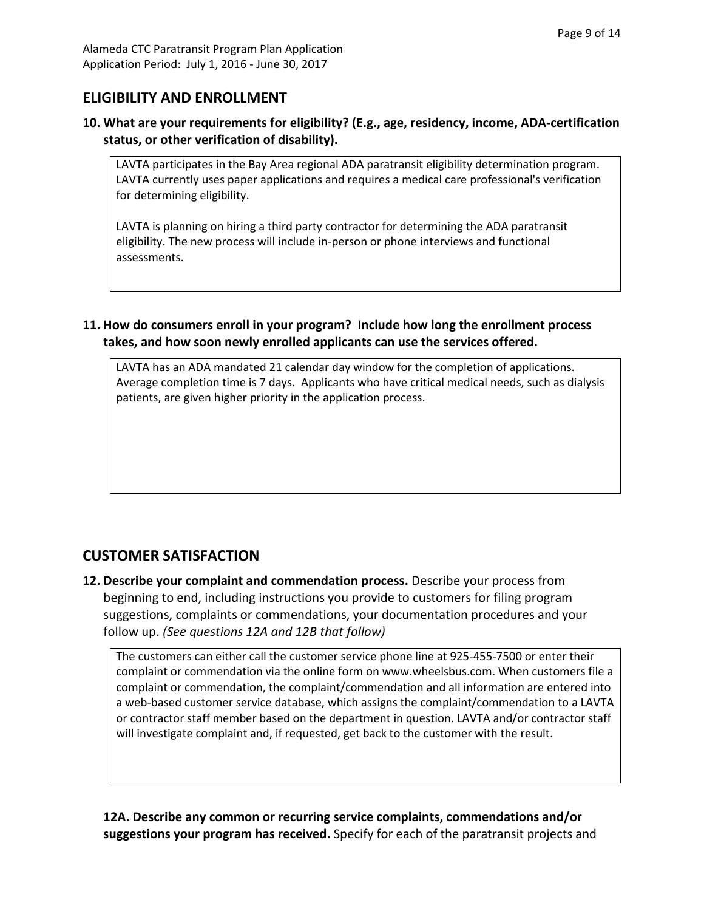## ELIGIBILITY AND ENROLLMENT

**10. What are your requirements for eligibility? (E.g., age, residency, income, ADA-certification status, or other verification of disability).**

LAVTA participates in the Bay Area regional ADA paratransit eligibility determination program. LAVTA currently uses paper applications and requires a medical care professional's verification for determining eligibility.

LAVTA is planning on hiring a third party contractor for determining the ADA paratransit eligibility. The new process will include in-person or phone interviews and functional assessments.

**11. How do consumers enroll in your program? Include how long the enrollment process takes, and how soon newly enrolled applicants can use the services offered.**

LAVTA has an ADA mandated 21 calendar day window for the completion of applications. Average completion time is 7 days. Applicants who have critical medical needs, such as dialysis patients, are given higher priority in the application process.

## CUSTOMER SATISFACTION

**12. Describe your complaint and commendation process.** Describe your process from beginning to end, including instructions you provide to customers for filing program suggestions, complaints or commendations, your documentation procedures and your follow up. *(See questions 12A and 12B that follow)*

The customers can either call the customer service phone line at 925-455-7500 or enter their complaint or commendation via the online form on www.wheelsbus.com. When customers file a complaint or commendation, the complaint/commendation and all information are entered into a web-based customer service database, which assigns the complaint/commendation to a LAVTA or contractor staff member based on the department in question. LAVTA and/or contractor staff will investigate complaint and, if requested, get back to the customer with the result.

**12A. Describe any common or recurring service complaints, commendations and/or suggestions your program has received.** Specify for each of the paratransit projects and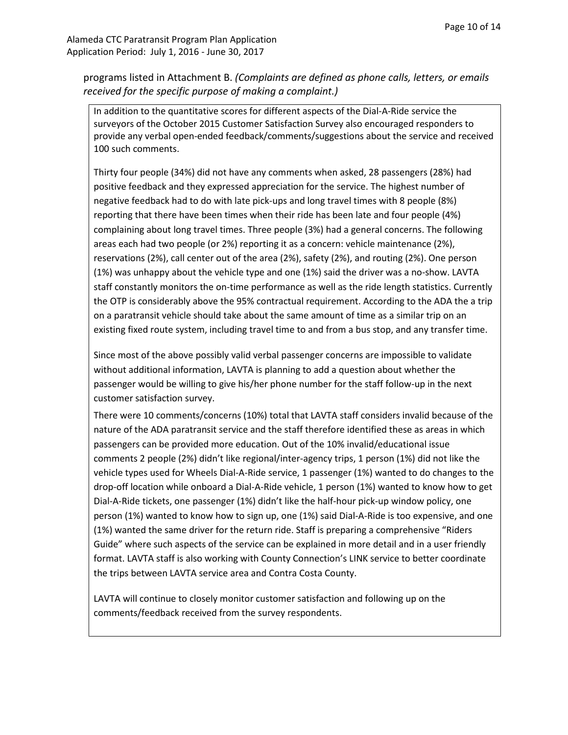programs listed in Attachment B. *(Complaints are defined as phone calls, letters, or emails received for the specific purpose of making a complaint.)*

In addition to the quantitative scores for different aspects of the Dial-A-Ride service the surveyors of the October 2015 Customer Satisfaction Survey also encouraged responders to provide any verbal open-ended feedback/comments/suggestions about the service and received 100 such comments.

Thirty four people (34%) did not have any comments when asked, 28 passengers (28%) had positive feedback and they expressed appreciation for the service. The highest number of negative feedback had to do with late pick-ups and long travel times with 8 people (8%) reporting that there have been times when their ride has been late and four people (4%) complaining about long travel times. Three people (3%) had a general concerns. The following areas each had two people (or 2%) reporting it as a concern: vehicle maintenance (2%), reservations (2%), call center out of the area (2%), safety (2%), and routing (2%). One person (1%) was unhappy about the vehicle type and one (1%) said the driver was a no-show. LAVTA staff constantly monitors the on-time performance as well as the ride length statistics. Currently the OTP is considerably above the 95% contractual requirement. According to the ADA the a trip on a paratransit vehicle should take about the same amount of time as a similar trip on an existing fixed route system, including travel time to and from a bus stop, and any transfer time.

Since most of the above possibly valid verbal passenger concerns are impossible to validate without additional information, LAVTA is planning to add a question about whether the passenger would be willing to give his/her phone number for the staff follow-up in the next customer satisfaction survey.

There were 10 comments/concerns (10%) total that LAVTA staff considers invalid because of the nature of the ADA paratransit service and the staff therefore identified these as areas in which passengers can be provided more education. Out of the 10% invalid/educational issue comments 2 people (2%) didn't like regional/inter-agency trips, 1 person (1%) did not like the vehicle types used for Wheels Dial-A-Ride service, 1 passenger (1%) wanted to do changes to the drop-off location while onboard a Dial-A-Ride vehicle, 1 person (1%) wanted to know how to get Dial-A-Ride tickets, one passenger (1%) didn't like the half-hour pick-up window policy, one person (1%) wanted to know how to sign up, one (1%) said Dial-A-Ride is too expensive, and one (1%) wanted the same driver for the return ride. Staff is preparing a comprehensive "Riders Guide" where such aspects of the service can be explained in more detail and in a user friendly format. LAVTA staff is also working with County Connection's LINK service to better coordinate the trips between LAVTA service area and Contra Costa County.

LAVTA will continue to closely monitor customer satisfaction and following up on the comments/feedback received from the survey respondents.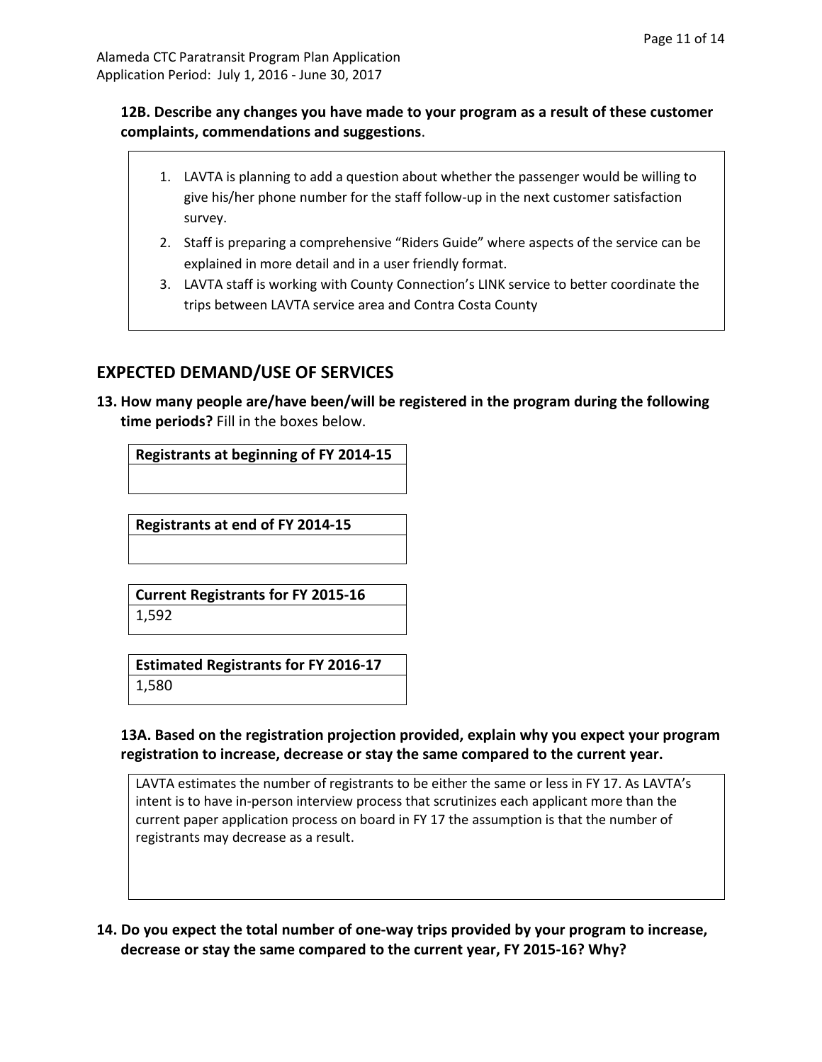**12B. Describe any changes you have made to your program as a result of these customer complaints, commendations and suggestions**.

1. LAVTA is planning to add a question about whether the passenger would be willing to give his/her phone number for the staff follow-up in the next customer satisfaction survey.
2. Staff is preparing a comprehensive "Riders Guide" where aspects of the service can be explained in more detail and in a user friendly format.
3. LAVTA staff is working with County Connection's LINK service to better coordinate the trips between LAVTA service area and Contra Costa County

## EXPECTED DEMAND/USE OF SERVICES

**13. How many people are/have been/will be registered in the program during the following time periods?** Fill in the boxes below.

| Registrants at beginning of FY 2014-15 |
| --- |
| |

| Registrants at end of FY 2014-15 |
| --- |
| |

| Current Registrants for FY 2015-16 |
| --- |
| 1,592 |

| Estimated Registrants for FY 2016-17 |
| --- |
| 1,580 |

**13A. Based on the registration projection provided, explain why you expect your program registration to increase, decrease or stay the same compared to the current year.**

LAVTA estimates the number of registrants to be either the same or less in FY 17. As LAVTA's intent is to have in-person interview process that scrutinizes each applicant more than the current paper application process on board in FY 17 the assumption is that the number of registrants may decrease as a result.

**14. Do you expect the total number of one-way trips provided by your program to increase, decrease or stay the same compared to the current year, FY 2015-16? Why?**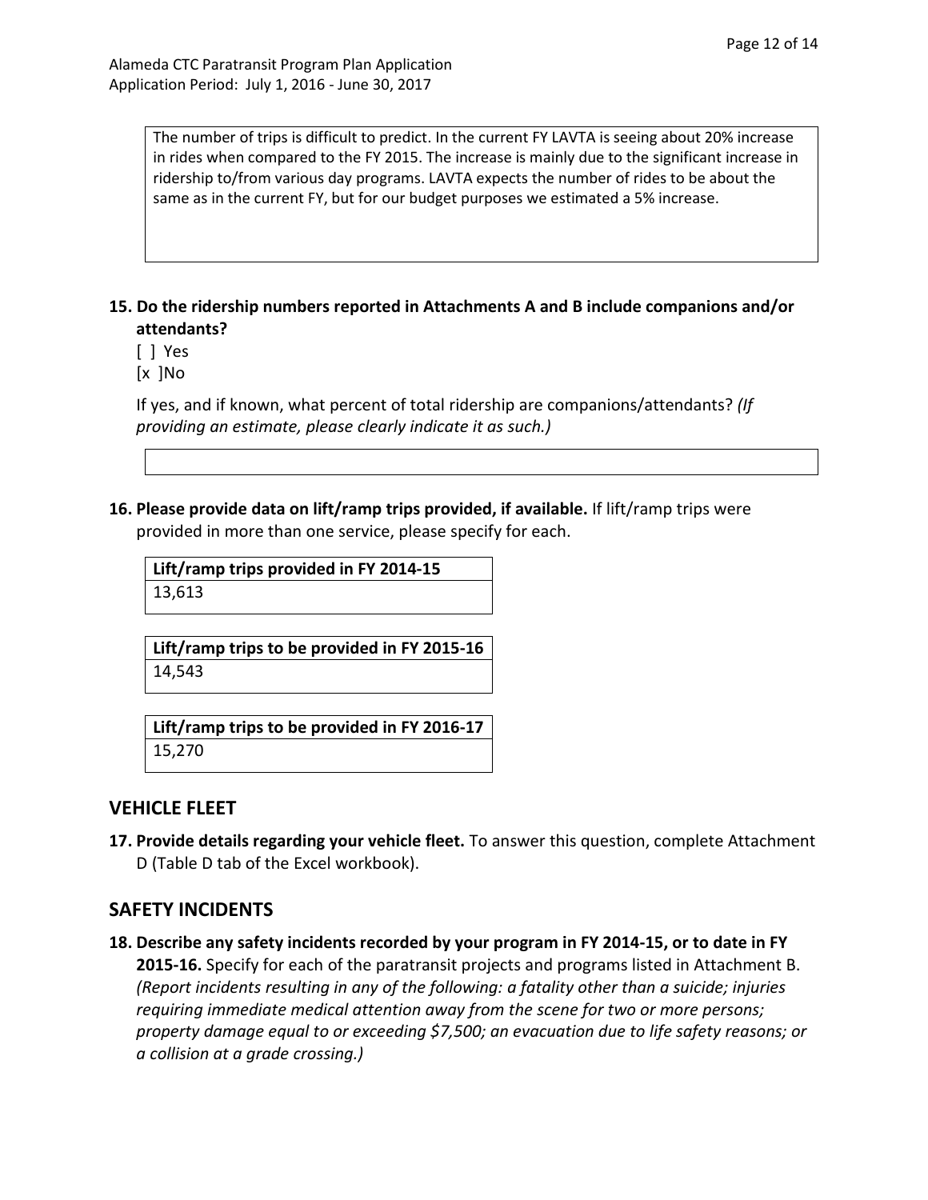The number of trips is difficult to predict. In the current FY LAVTA is seeing about 20% increase in rides when compared to the FY 2015. The increase is mainly due to the significant increase in ridership to/from various day programs. LAVTA expects the number of rides to be about the same as in the current FY, but for our budget purposes we estimated a 5% increase.

**15. Do the ridership numbers reported in Attachments A and B include companions and/or attendants?**

[ ] Yes
[x ]No

If yes, and if known, what percent of total ridership are companions/attendants? *(If providing an estimate, please clearly indicate it as such.)*

**16. Please provide data on lift/ramp trips provided, if available.** If lift/ramp trips were provided in more than one service, please specify for each.

| Lift/ramp trips provided in FY 2014-15 |
| --- |
| 13,613 |

| Lift/ramp trips to be provided in FY 2015-16 |
| --- |
| 14,543 |

| Lift/ramp trips to be provided in FY 2016-17 |
| --- |
| 15,270 |

## VEHICLE FLEET

**17. Provide details regarding your vehicle fleet.** To answer this question, complete Attachment D (Table D tab of the Excel workbook).

## SAFETY INCIDENTS

**18. Describe any safety incidents recorded by your program in FY 2014-15, or to date in FY 2015-16.** Specify for each of the paratransit projects and programs listed in Attachment B. *(Report incidents resulting in any of the following: a fatality other than a suicide; injuries requiring immediate medical attention away from the scene for two or more persons; property damage equal to or exceeding $7,500; an evacuation due to life safety reasons; or a collision at a grade crossing.)*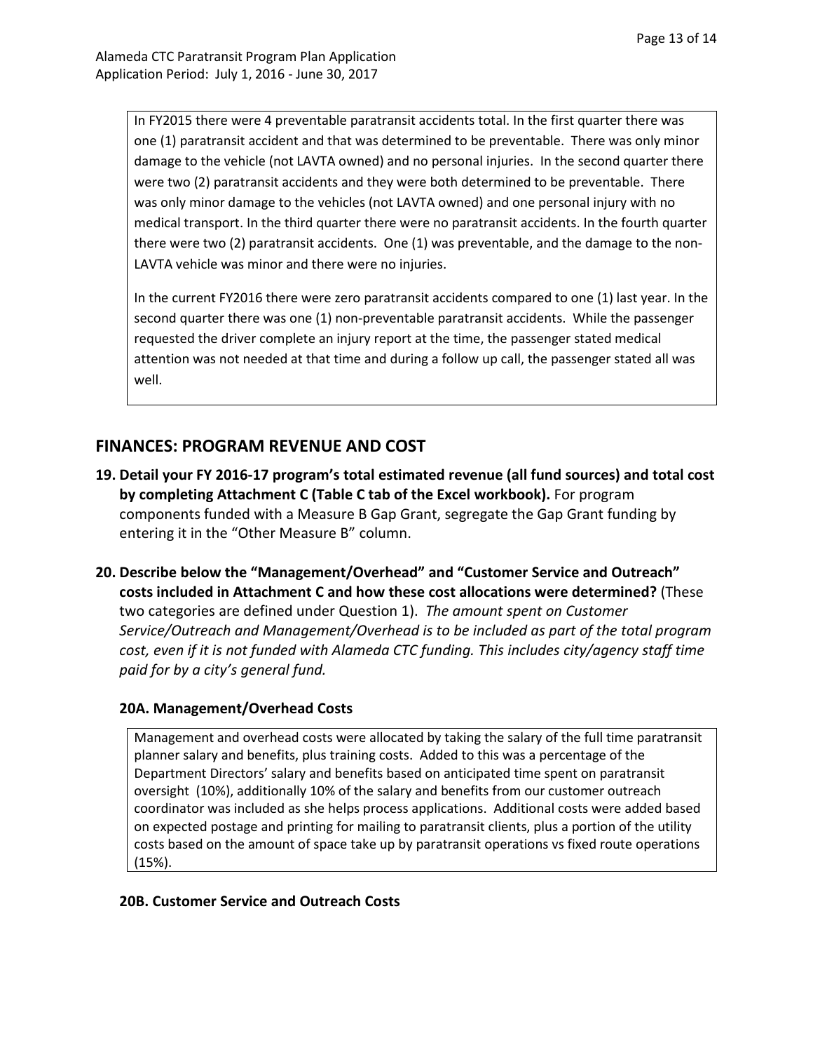In FY2015 there were 4 preventable paratransit accidents total. In the first quarter there was one (1) paratransit accident and that was determined to be preventable. There was only minor damage to the vehicle (not LAVTA owned) and no personal injuries. In the second quarter there were two (2) paratransit accidents and they were both determined to be preventable. There was only minor damage to the vehicles (not LAVTA owned) and one personal injury with no medical transport. In the third quarter there were no paratransit accidents. In the fourth quarter there were two (2) paratransit accidents. One (1) was preventable, and the damage to the non-LAVTA vehicle was minor and there were no injuries.

In the current FY2016 there were zero paratransit accidents compared to one (1) last year. In the second quarter there was one (1) non-preventable paratransit accidents. While the passenger requested the driver complete an injury report at the time, the passenger stated medical attention was not needed at that time and during a follow up call, the passenger stated all was well.

## FINANCES: PROGRAM REVENUE AND COST

**19. Detail your FY 2016-17 program's total estimated revenue (all fund sources) and total cost by completing Attachment C (Table C tab of the Excel workbook).** For program components funded with a Measure B Gap Grant, segregate the Gap Grant funding by entering it in the "Other Measure B" column.

**20. Describe below the "Management/Overhead" and "Customer Service and Outreach" costs included in Attachment C and how these cost allocations were determined?** (These two categories are defined under Question 1). *The amount spent on Customer Service/Outreach and Management/Overhead is to be included as part of the total program cost, even if it is not funded with Alameda CTC funding. This includes city/agency staff time paid for by a city's general fund.*

### 20A. Management/Overhead Costs

Management and overhead costs were allocated by taking the salary of the full time paratransit planner salary and benefits, plus training costs. Added to this was a percentage of the Department Directors' salary and benefits based on anticipated time spent on paratransit oversight (10%), additionally 10% of the salary and benefits from our customer outreach coordinator was included as she helps process applications. Additional costs were added based on expected postage and printing for mailing to paratransit clients, plus a portion of the utility costs based on the amount of space take up by paratransit operations vs fixed route operations (15%).

### 20B. Customer Service and Outreach Costs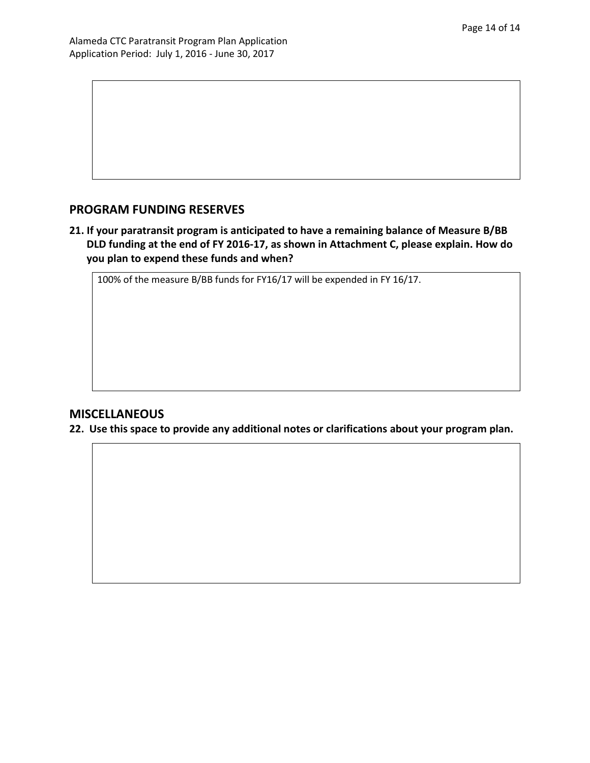## PROGRAM FUNDING RESERVES

**21. If your paratransit program is anticipated to have a remaining balance of Measure B/BB DLD funding at the end of FY 2016-17, as shown in Attachment C, please explain. How do you plan to expend these funds and when?**

100% of the measure B/BB funds for FY16/17 will be expended in FY 16/17.

## MISCELLANEOUS

**22. Use this space to provide any additional notes or clarifications about your program plan.**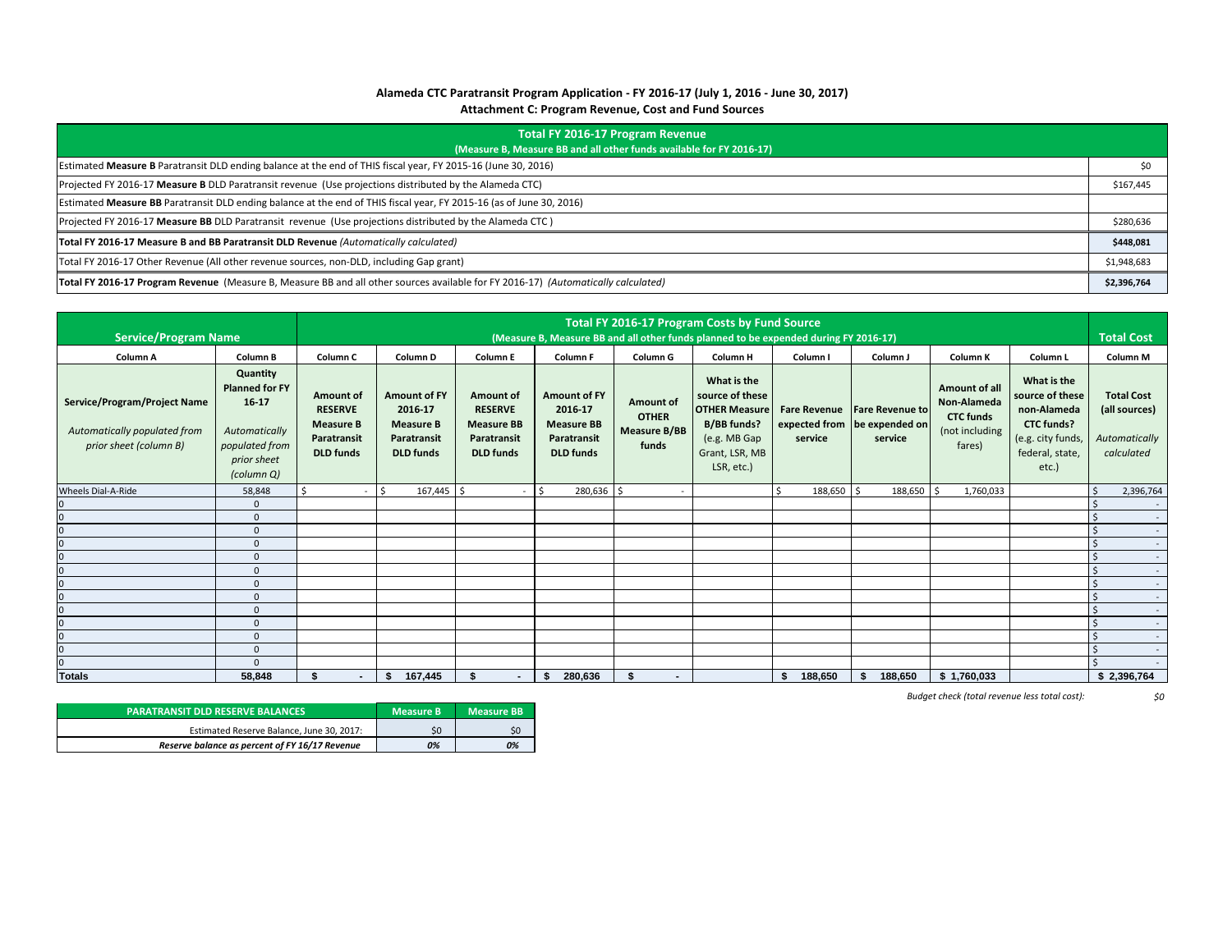**Alameda CTC Paratransit Program Application - FY 2016-17 (July 1, 2016 - June 30, 2017)**

**Attachment C: Program Revenue, Cost and Fund Sources**

| **Total FY 2016-17 Program Revenue** (Measure B, Measure BB and all other funds available for FY 2016-17) | |
|---|---|
| Estimated **Measure B** Paratransit DLD ending balance at the end of THIS fiscal year, FY 2015-16 (June 30, 2016) | $0 |
| Projected FY 2016-17 **Measure B** DLD Paratransit revenue (Use projections distributed by the Alameda CTC) | $167,445 |
| Estimated **Measure BB** Paratransit DLD ending balance at the end of THIS fiscal year, FY 2015-16 (as of June 30, 2016) | |
| Projected FY 2016-17 **Measure BB** DLD Paratransit revenue (Use projections distributed by the Alameda CTC ) | $280,636 |
| **Total FY 2016-17 Measure B and BB Paratransit DLD Revenue** *(Automatically calculated)* | **$448,081** |
| Total FY 2016-17 Other Revenue (All other revenue sources, non-DLD, including Gap grant) | $1,948,683 |
| **Total FY 2016-17 Program Revenue** (Measure B, Measure BB and all other sources available for FY 2016-17) *(Automatically calculated)* | **$2,396,764** |

| **Service/Program Name** | | **Total FY 2016-17 Program Costs by Fund Source** (Measure B, Measure BB and all other funds planned to be expended during FY 2016-17) | | | | | | | | | | **Total Cost** |
|---|---|---|---|---|---|---|---|---|---|---|---|---|
| **Column A** | **Column B** | **Column C** | **Column D** | **Column E** | **Column F** | **Column G** | **Column H** | **Column I** | **Column J** | **Column K** | **Column L** | **Column M** |
| **Service/Program/Project Name** *Automatically populated from prior sheet (column B)* | **Quantity Planned for FY 16-17** *Automatically populated from prior sheet (column Q)* | **Amount of RESERVE Measure B Paratransit DLD funds** | **Amount of FY 2016-17 Measure B Paratransit DLD funds** | **Amount of RESERVE Measure BB Paratransit DLD funds** | **Amount of FY 2016-17 Measure BB Paratransit DLD funds** | **Amount of OTHER Measure B/BB funds** | **What is the source of these OTHER Measure B/BB funds?** (e.g. MB Gap Grant, LSR, MB LSR, etc.) | **Fare Revenue expected from service** | **Fare Revenue to be expended on service** | **Amount of all Non-Alameda CTC funds** (not including fares) | **What is the source of these non-Alameda CTC funds?** (e.g. city funds, federal, state, etc.) | **Total Cost (all sources)** *Automatically calculated* |
| Wheels Dial-A-Ride | 58,848 | $ - | $ 167,445 | $ - | $ 280,636 | $ - | | $ 188,650 | $ 188,650 | $ 1,760,033 | | $ 2,396,764 |
| 0 | 0 | | | | | | | | | | | $ - |
| 0 | 0 | | | | | | | | | | | $ - |
| 0 | 0 | | | | | | | | | | | $ - |
| 0 | 0 | | | | | | | | | | | $ - |
| 0 | 0 | | | | | | | | | | | $ - |
| 0 | 0 | | | | | | | | | | | $ - |
| 0 | 0 | | | | | | | | | | | $ - |
| 0 | 0 | | | | | | | | | | | $ - |
| 0 | 0 | | | | | | | | | | | $ - |
| 0 | 0 | | | | | | | | | | | $ - |
| 0 | 0 | | | | | | | | | | | $ - |
| 0 | 0 | | | | | | | | | | | $ - |
| 0 | 0 | | | | | | | | | | | $ - |
| **Totals** | **58,848** | **$ -** | **$ 167,445** | **$ -** | **$ 280,636** | **$ -** | | **$ 188,650** | **$ 188,650** | **$ 1,760,033** | | **$ 2,396,764** |

*Budget check (total revenue less total cost):* *$0*

| **PARATRANSIT DLD RESERVE BALANCES** | **Measure B** | **Measure BB** |
|---|---|---|
| Estimated Reserve Balance, June 30, 2017: | $0 | $0 |
| ***Reserve balance as percent of FY 16/17 Revenue*** | ***0%*** | ***0%*** |